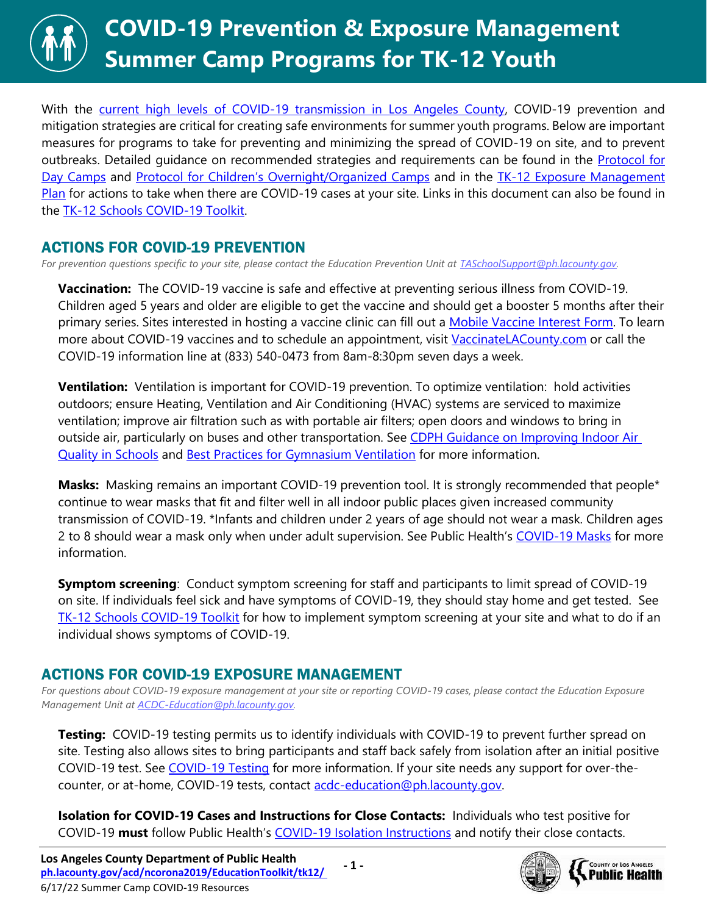# COVID-19 Prevention & Exposure Management Summer Camp Programs for TK-12 Youth

With the current high levels of COVID-19 transmission in Los Angeles County, COVID-19 prevention and mitigation strategies are critical for creating safe environments for summer youth programs. Below are important measures for programs to take for preventing and minimizing the spread of COVID-19 on site, and to prevent outbreaks. Detailed guidance on recommended strategies and requirements can be found in the Protocol for Day Camps and Protocol for Children's Overnight/Organized Camps and in the TK-12 Exposure Management Plan for actions to take when there are COVID-19 cases at your site. Links in this document can also be found in the TK-12 Schools COVID-19 Toolkit.

## ACTIONS FOR COVID-19 PREVENTION

*For prevention questions specific to your site, please contact the Education Prevention Unit at TASchoolSupport@ph.lacounty.gov.*

**Vaccination:** The COVID-19 vaccine is safe and effective at preventing serious illness from COVID-19. Children aged 5 years and older are eligible to get the vaccine and should get a booster 5 months after their primary series. Sites interested in hosting a vaccine clinic can fill out a Mobile Vaccine Interest Form. To learn more about COVID-19 vaccines and to schedule an appointment, visit VaccinateLACounty.com or call the COVID-19 information line at (833) 540-0473 from 8am-8:30pm seven days a week.

**Ventilation:** Ventilation is important for COVID-19 prevention. To optimize ventilation: hold activities outdoors; ensure Heating, Ventilation and Air Conditioning (HVAC) systems are serviced to maximize ventilation; improve air filtration such as with portable air filters; open doors and windows to bring in outside air, particularly on buses and other transportation. See CDPH Guidance on Improving Indoor Air Quality in Schools and Best Practices for Gymnasium Ventilation for more information.

**Masks:** Masking remains an important COVID-19 prevention tool. It is strongly recommended that people* continue to wear masks that fit and filter well in all indoor public places given increased community transmission of COVID-19. *Infants and children under 2 years of age should not wear a mask. Children ages 2 to 8 should wear a mask only when under adult supervision. See Public Health's COVID-19 Masks for more information.

**Symptom screening**: Conduct symptom screening for staff and participants to limit spread of COVID-19 on site. If individuals feel sick and have symptoms of COVID-19, they should stay home and get tested. See TK-12 Schools COVID-19 Toolkit for how to implement symptom screening at your site and what to do if an individual shows symptoms of COVID-19.

## ACTIONS FOR COVID-19 EXPOSURE MANAGEMENT

*For questions about COVID-19 exposure management at your site or reporting COVID-19 cases, please contact the Education Exposure Management Unit at ACDC-Education@ph.lacounty.gov.*

**Testing:** COVID-19 testing permits us to identify individuals with COVID-19 to prevent further spread on site. Testing also allows sites to bring participants and staff back safely from isolation after an initial positive COVID-19 test. See COVID-19 Testing for more information. If your site needs any support for over-the-counter, or at-home, COVID-19 tests, contact acdc-education@ph.lacounty.gov.

**Isolation for COVID-19 Cases and Instructions for Close Contacts:** Individuals who test positive for COVID-19 **must** follow Public Health's COVID-19 Isolation Instructions and notify their close contacts.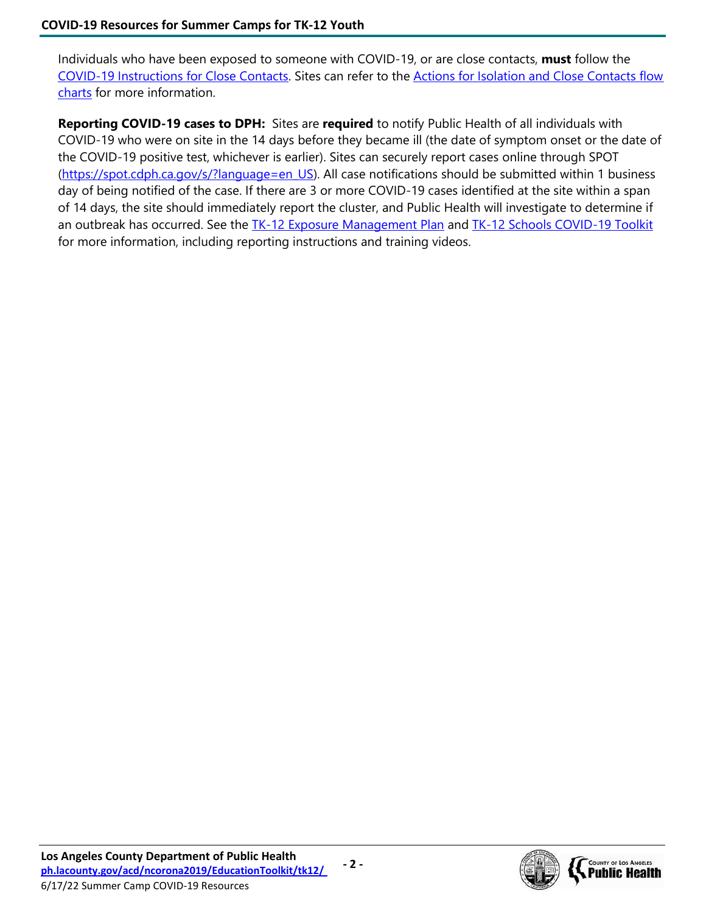Individuals who have been exposed to someone with COVID-19, or are close contacts, **must** follow the COVID-19 Instructions for Close Contacts. Sites can refer to the Actions for Isolation and Close Contacts flow charts for more information.

**Reporting COVID-19 cases to DPH:** Sites are **required** to notify Public Health of all individuals with COVID-19 who were on site in the 14 days before they became ill (the date of symptom onset or the date of the COVID-19 positive test, whichever is earlier). Sites can securely report cases online through SPOT (https://spot.cdph.ca.gov/s/?language=en_US). All case notifications should be submitted within 1 business day of being notified of the case. If there are 3 or more COVID-19 cases identified at the site within a span of 14 days, the site should immediately report the cluster, and Public Health will investigate to determine if an outbreak has occurred. See the TK-12 Exposure Management Plan and TK-12 Schools COVID-19 Toolkit for more information, including reporting instructions and training videos.